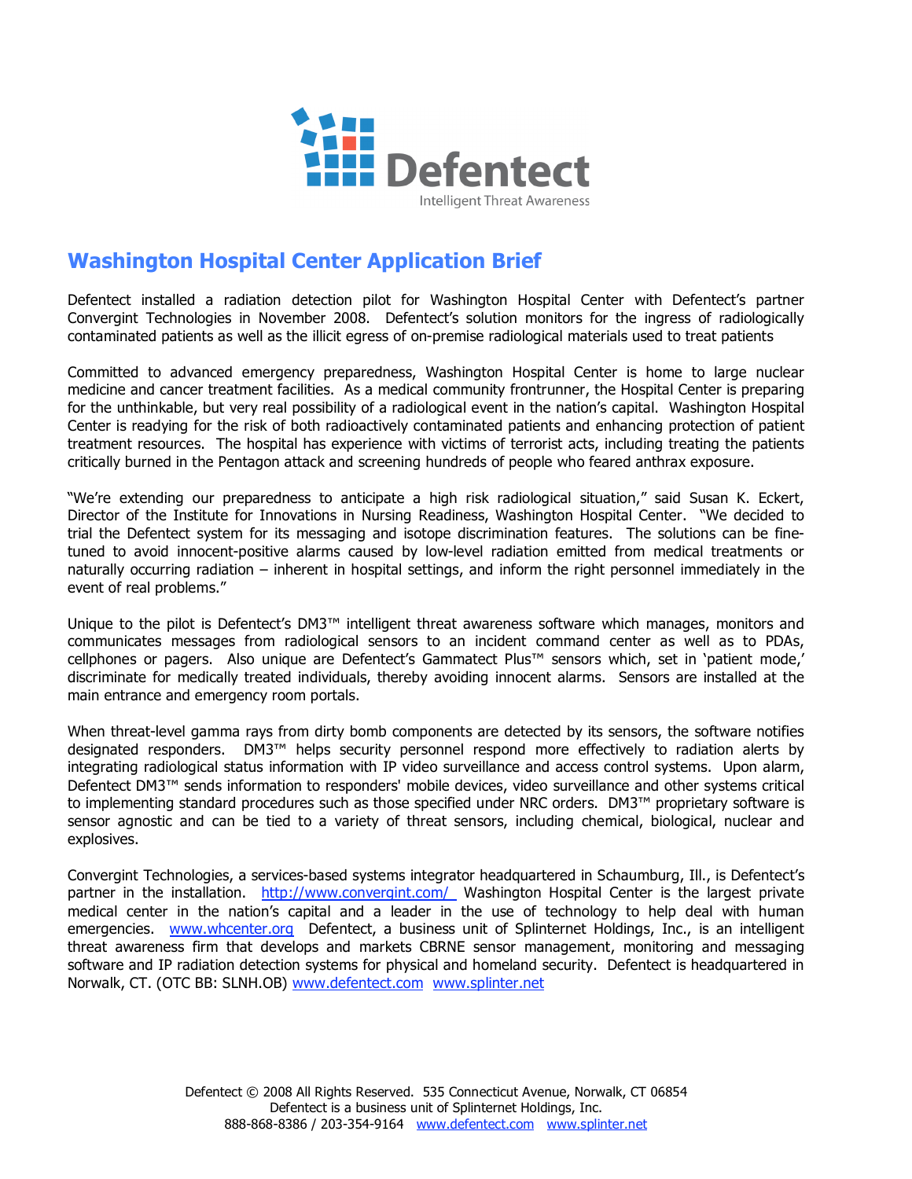Defentect

Intelligent Threat Awareness

## Washington Hospital Center Application Brief

Defentect installed a radiation detection pilot for Washington Hospital Center with Defentect's partner Convergint Technologies in November 2008. Defentect's solution monitors for the ingress of radiologically contaminated patients as well as the illicit egress of on-premise radiological materials used to treat patients

Committed to advanced emergency preparedness, Washington Hospital Center is home to large nuclear medicine and cancer treatment facilities. As a medical community frontrunner, the Hospital Center is preparing for the unthinkable, but very real possibility of a radiological event in the nation's capital. Washington Hospital Center is readying for the risk of both radioactively contaminated patients and enhancing protection of patient treatment resources. The hospital has experience with victims of terrorist acts, including treating the patients critically burned in the Pentagon attack and screening hundreds of people who feared anthrax exposure.

"We're extending our preparedness to anticipate a high risk radiological situation," said Susan K. Eckert, Director of the Institute for Innovations in Nursing Readiness, Washington Hospital Center. "We decided to trial the Defentect system for its messaging and isotope discrimination features. The solutions can be fine-tuned to avoid innocent-positive alarms caused by low-level radiation emitted from medical treatments or naturally occurring radiation – inherent in hospital settings, and inform the right personnel immediately in the event of real problems."

Unique to the pilot is Defentect's DM3™ intelligent threat awareness software which manages, monitors and communicates messages from radiological sensors to an incident command center as well as to PDAs, cellphones or pagers. Also unique are Defentect's Gammatect Plus™ sensors which, set in 'patient mode,' discriminate for medically treated individuals, thereby avoiding innocent alarms. Sensors are installed at the main entrance and emergency room portals.

When threat-level gamma rays from dirty bomb components are detected by its sensors, the software notifies designated responders. DM3™ helps security personnel respond more effectively to radiation alerts by integrating radiological status information with IP video surveillance and access control systems. Upon alarm, Defentect DM3™ sends information to responders' mobile devices, video surveillance and other systems critical to implementing standard procedures such as those specified under NRC orders. DM3™ proprietary software is sensor agnostic and can be tied to a variety of threat sensors, including chemical, biological, nuclear and explosives.

Convergint Technologies, a services-based systems integrator headquartered in Schaumburg, Ill., is Defentect's partner in the installation. http://www.convergint.com/ Washington Hospital Center is the largest private medical center in the nation's capital and a leader in the use of technology to help deal with human emergencies. www.whcenter.org Defentect, a business unit of Splinternet Holdings, Inc., is an intelligent threat awareness firm that develops and markets CBRNE sensor management, monitoring and messaging software and IP radiation detection systems for physical and homeland security. Defentect is headquartered in Norwalk, CT. (OTC BB: SLNH.OB) www.defentect.com www.splinter.net

Defentect © 2008 All Rights Reserved. 535 Connecticut Avenue, Norwalk, CT 06854
Defentect is a business unit of Splinternet Holdings, Inc.
888-868-8386 / 203-354-9164 www.defentect.com www.splinter.net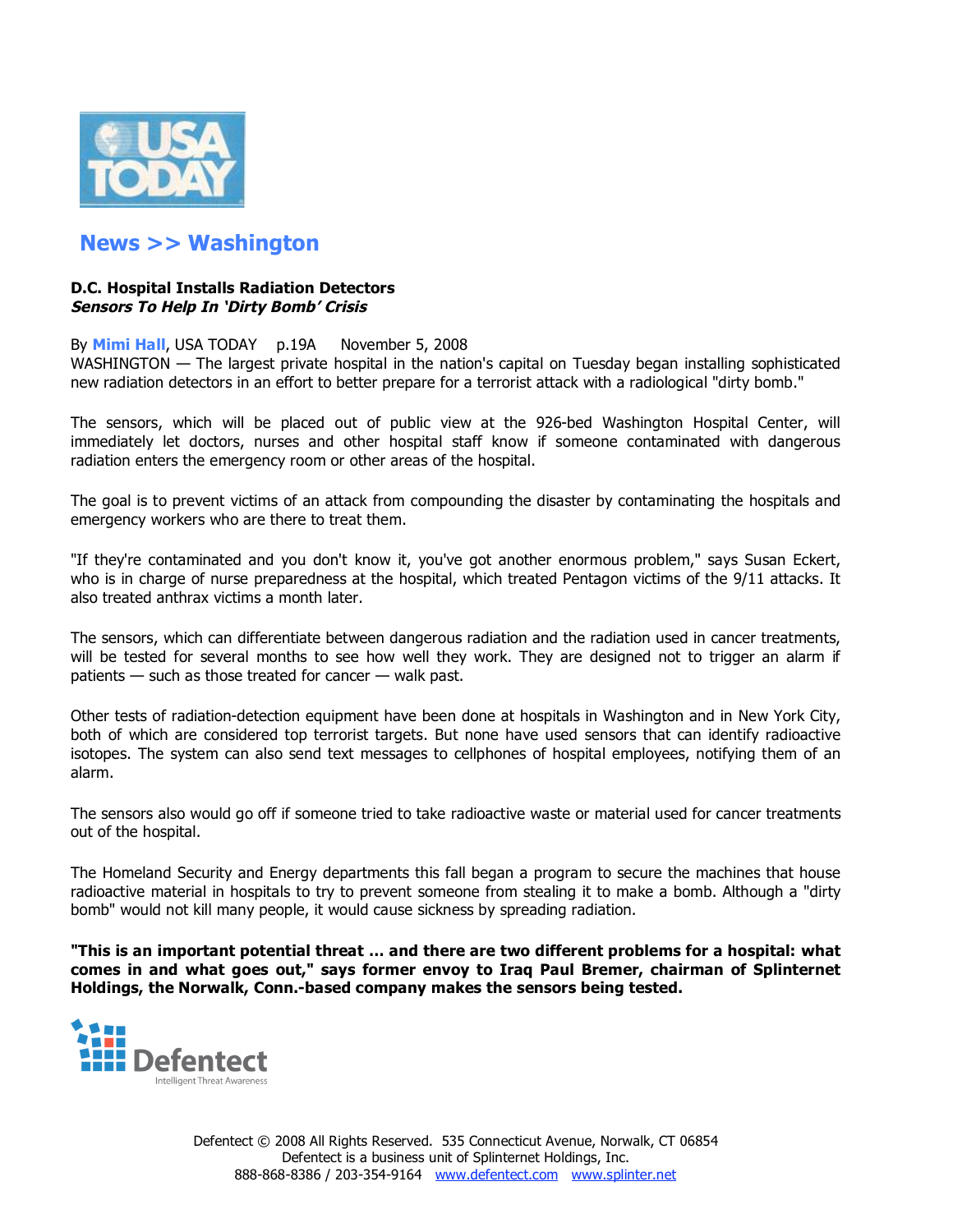USA TODAY

## News >> Washington

**D.C. Hospital Installs Radiation Detectors**
***Sensors To Help In 'Dirty Bomb' Crisis***

By **Mimi Hall**, USA TODAY p.19A November 5, 2008

WASHINGTON — The largest private hospital in the nation's capital on Tuesday began installing sophisticated new radiation detectors in an effort to better prepare for a terrorist attack with a radiological "dirty bomb."

The sensors, which will be placed out of public view at the 926-bed Washington Hospital Center, will immediately let doctors, nurses and other hospital staff know if someone contaminated with dangerous radiation enters the emergency room or other areas of the hospital.

The goal is to prevent victims of an attack from compounding the disaster by contaminating the hospitals and emergency workers who are there to treat them.

"If they're contaminated and you don't know it, you've got another enormous problem," says Susan Eckert, who is in charge of nurse preparedness at the hospital, which treated Pentagon victims of the 9/11 attacks. It also treated anthrax victims a month later.

The sensors, which can differentiate between dangerous radiation and the radiation used in cancer treatments, will be tested for several months to see how well they work. They are designed not to trigger an alarm if patients — such as those treated for cancer — walk past.

Other tests of radiation-detection equipment have been done at hospitals in Washington and in New York City, both of which are considered top terrorist targets. But none have used sensors that can identify radioactive isotopes. The system can also send text messages to cellphones of hospital employees, notifying them of an alarm.

The sensors also would go off if someone tried to take radioactive waste or material used for cancer treatments out of the hospital.

The Homeland Security and Energy departments this fall began a program to secure the machines that house radioactive material in hospitals to try to prevent someone from stealing it to make a bomb. Although a "dirty bomb" would not kill many people, it would cause sickness by spreading radiation.

**"This is an important potential threat ... and there are two different problems for a hospital: what comes in and what goes out," says former envoy to Iraq Paul Bremer, chairman of Splinternet Holdings, the Norwalk, Conn.-based company makes the sensors being tested.**

Defentect
Intelligent Threat Awareness

Defentect © 2008 All Rights Reserved. 535 Connecticut Avenue, Norwalk, CT 06854
Defentect is a business unit of Splinternet Holdings, Inc.
888-868-8386 / 203-354-9164 www.defentect.com www.splinter.net